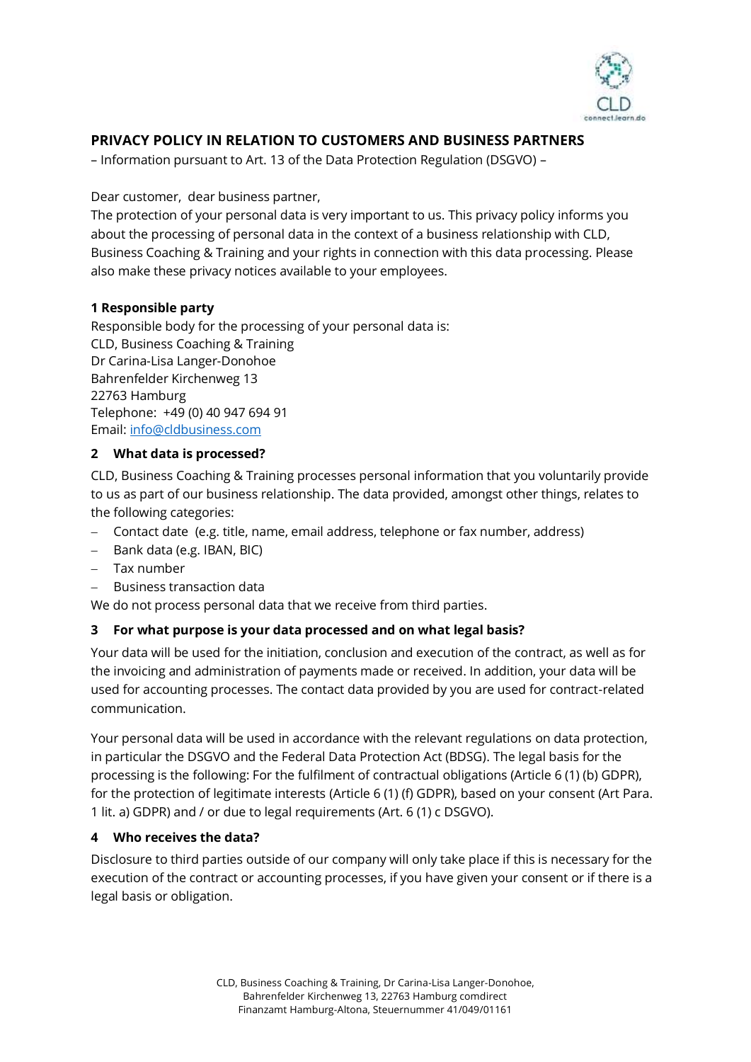## PRIVACY POLICY IN RELATION TO CUSTOMERS AND BUSINESS PARTNERS

– Information pursuant to Art. 13 of the Data Protection Regulation (DSGVO) –

Dear customer, dear business partner,

The protection of your personal data is very important to us. This privacy policy informs you about the processing of personal data in the context of a business relationship with CLD, Business Coaching & Training and your rights in connection with this data processing. Please also make these privacy notices available to your employees.

### 1 Responsible party

Responsible body for the processing of your personal data is:
CLD, Business Coaching & Training
Dr Carina-Lisa Langer-Donohoe
Bahrenfelder Kirchenweg 13
22763 Hamburg
Telephone: +49 (0) 40 947 694 91
Email: info@cldbusiness.com

### 2 What data is processed?

CLD, Business Coaching & Training processes personal information that you voluntarily provide to us as part of our business relationship. The data provided, amongst other things, relates to the following categories:

- Contact date (e.g. title, name, email address, telephone or fax number, address)
- Bank data (e.g. IBAN, BIC)
- Tax number
- Business transaction data

We do not process personal data that we receive from third parties.

### 3 For what purpose is your data processed and on what legal basis?

Your data will be used for the initiation, conclusion and execution of the contract, as well as for the invoicing and administration of payments made or received. In addition, your data will be used for accounting processes. The contact data provided by you are used for contract-related communication.

Your personal data will be used in accordance with the relevant regulations on data protection, in particular the DSGVO and the Federal Data Protection Act (BDSG). The legal basis for the processing is the following: For the fulfilment of contractual obligations (Article 6 (1) (b) GDPR), for the protection of legitimate interests (Article 6 (1) (f) GDPR), based on your consent (Art Para. 1 lit. a) GDPR) and / or due to legal requirements (Art. 6 (1) c DSGVO).

### 4 Who receives the data?

Disclosure to third parties outside of our company will only take place if this is necessary for the execution of the contract or accounting processes, if you have given your consent or if there is a legal basis or obligation.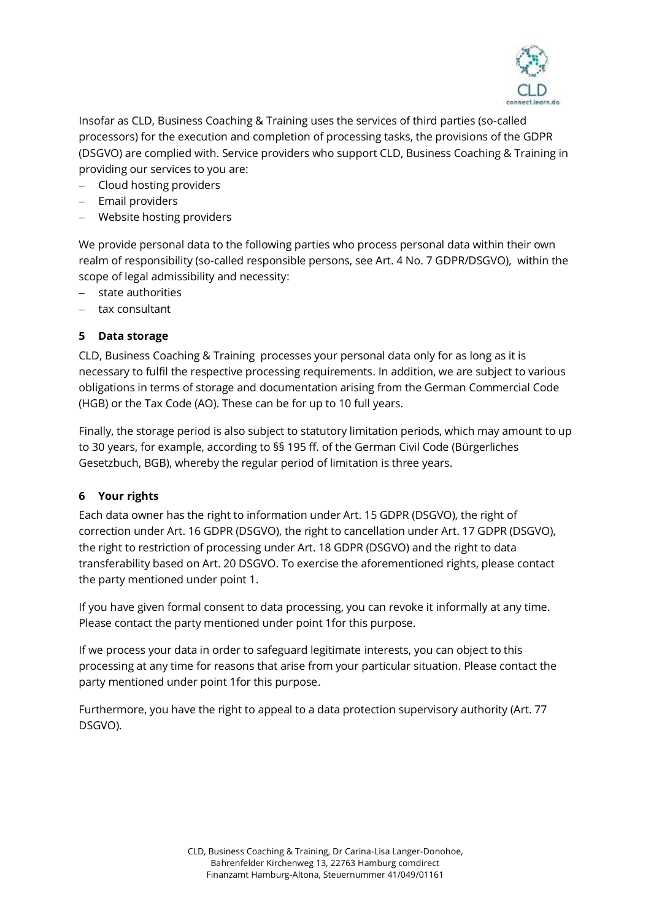Insofar as CLD, Business Coaching & Training uses the services of third parties (so-called processors) for the execution and completion of processing tasks, the provisions of the GDPR (DSGVO) are complied with. Service providers who support CLD, Business Coaching & Training in providing our services to you are:

- Cloud hosting providers
- Email providers
- Website hosting providers

We provide personal data to the following parties who process personal data within their own realm of responsibility (so-called responsible persons, see Art. 4 No. 7 GDPR/DSGVO), within the scope of legal admissibility and necessity:

- state authorities
- tax consultant

## 5 Data storage

CLD, Business Coaching & Training processes your personal data only for as long as it is necessary to fulfil the respective processing requirements. In addition, we are subject to various obligations in terms of storage and documentation arising from the German Commercial Code (HGB) or the Tax Code (AO). These can be for up to 10 full years.

Finally, the storage period is also subject to statutory limitation periods, which may amount to up to 30 years, for example, according to §§ 195 ff. of the German Civil Code (Bürgerliches Gesetzbuch, BGB), whereby the regular period of limitation is three years.

## 6 Your rights

Each data owner has the right to information under Art. 15 GDPR (DSGVO), the right of correction under Art. 16 GDPR (DSGVO), the right to cancellation under Art. 17 GDPR (DSGVO), the right to restriction of processing under Art. 18 GDPR (DSGVO) and the right to data transferability based on Art. 20 DSGVO. To exercise the aforementioned rights, please contact the party mentioned under point 1.

If you have given formal consent to data processing, you can revoke it informally at any time. Please contact the party mentioned under point 1for this purpose.

If we process your data in order to safeguard legitimate interests, you can object to this processing at any time for reasons that arise from your particular situation. Please contact the party mentioned under point 1for this purpose.

Furthermore, you have the right to appeal to a data protection supervisory authority (Art. 77 DSGVO).